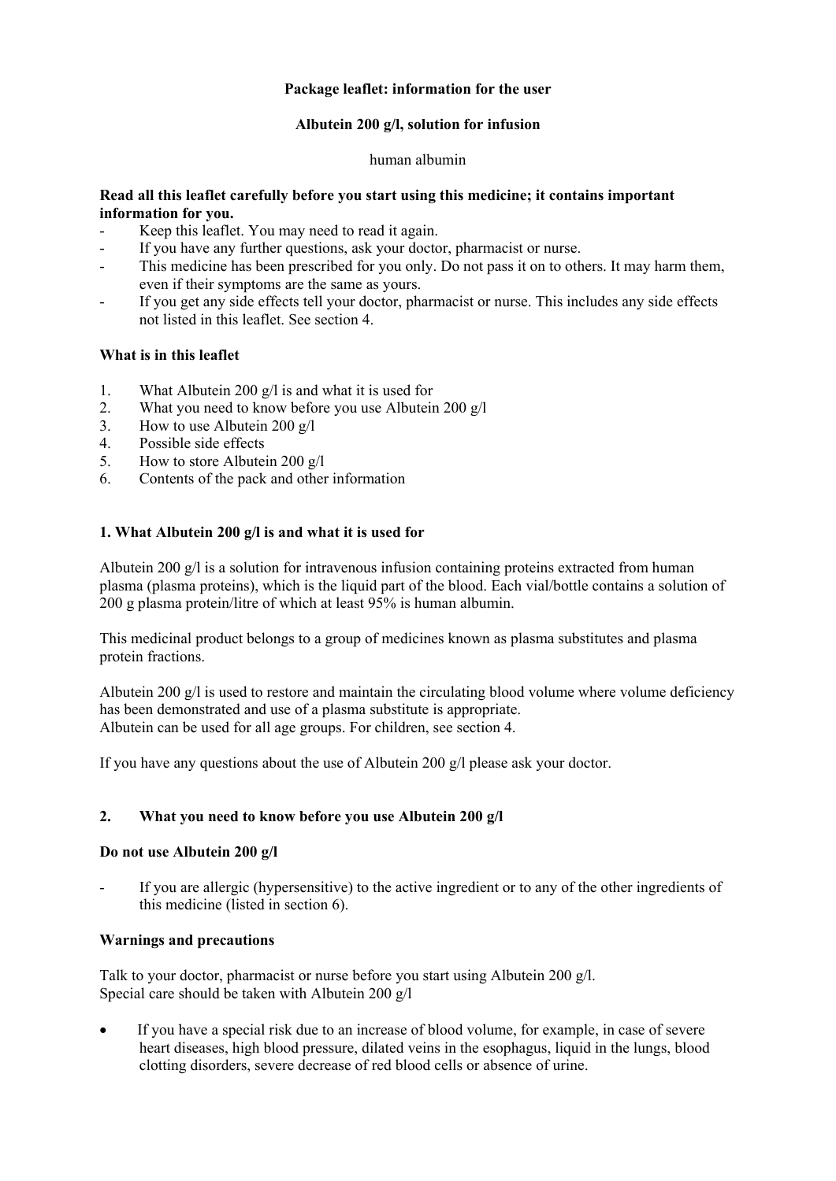**Package leaflet: information for the user**

**Albutein 200 g/l, solution for infusion**

human albumin

**Read all this leaflet carefully before you start using this medicine; it contains important information for you.**

- Keep this leaflet. You may need to read it again.
- If you have any further questions, ask your doctor, pharmacist or nurse.
- This medicine has been prescribed for you only. Do not pass it on to others. It may harm them, even if their symptoms are the same as yours.
- If you get any side effects tell your doctor, pharmacist or nurse. This includes any side effects not listed in this leaflet. See section 4.

**What is in this leaflet**

1. What Albutein 200 g/l is and what it is used for
2. What you need to know before you use Albutein 200 g/l
3. How to use Albutein 200 g/l
4. Possible side effects
5. How to store Albutein 200 g/l
6. Contents of the pack and other information

## 1. What Albutein 200 g/l is and what it is used for

Albutein 200 g/l is a solution for intravenous infusion containing proteins extracted from human plasma (plasma proteins), which is the liquid part of the blood. Each vial/bottle contains a solution of 200 g plasma protein/litre of which at least 95% is human albumin.

This medicinal product belongs to a group of medicines known as plasma substitutes and plasma protein fractions.

Albutein 200 g/l is used to restore and maintain the circulating blood volume where volume deficiency has been demonstrated and use of a plasma substitute is appropriate.
Albutein can be used for all age groups. For children, see section 4.

If you have any questions about the use of Albutein 200 g/l please ask your doctor.

## 2. What you need to know before you use Albutein 200 g/l

**Do not use Albutein 200 g/l**

- If you are allergic (hypersensitive) to the active ingredient or to any of the other ingredients of this medicine (listed in section 6).

**Warnings and precautions**

Talk to your doctor, pharmacist or nurse before you start using Albutein 200 g/l.
Special care should be taken with Albutein 200 g/l

- If you have a special risk due to an increase of blood volume, for example, in case of severe heart diseases, high blood pressure, dilated veins in the esophagus, liquid in the lungs, blood clotting disorders, severe decrease of red blood cells or absence of urine.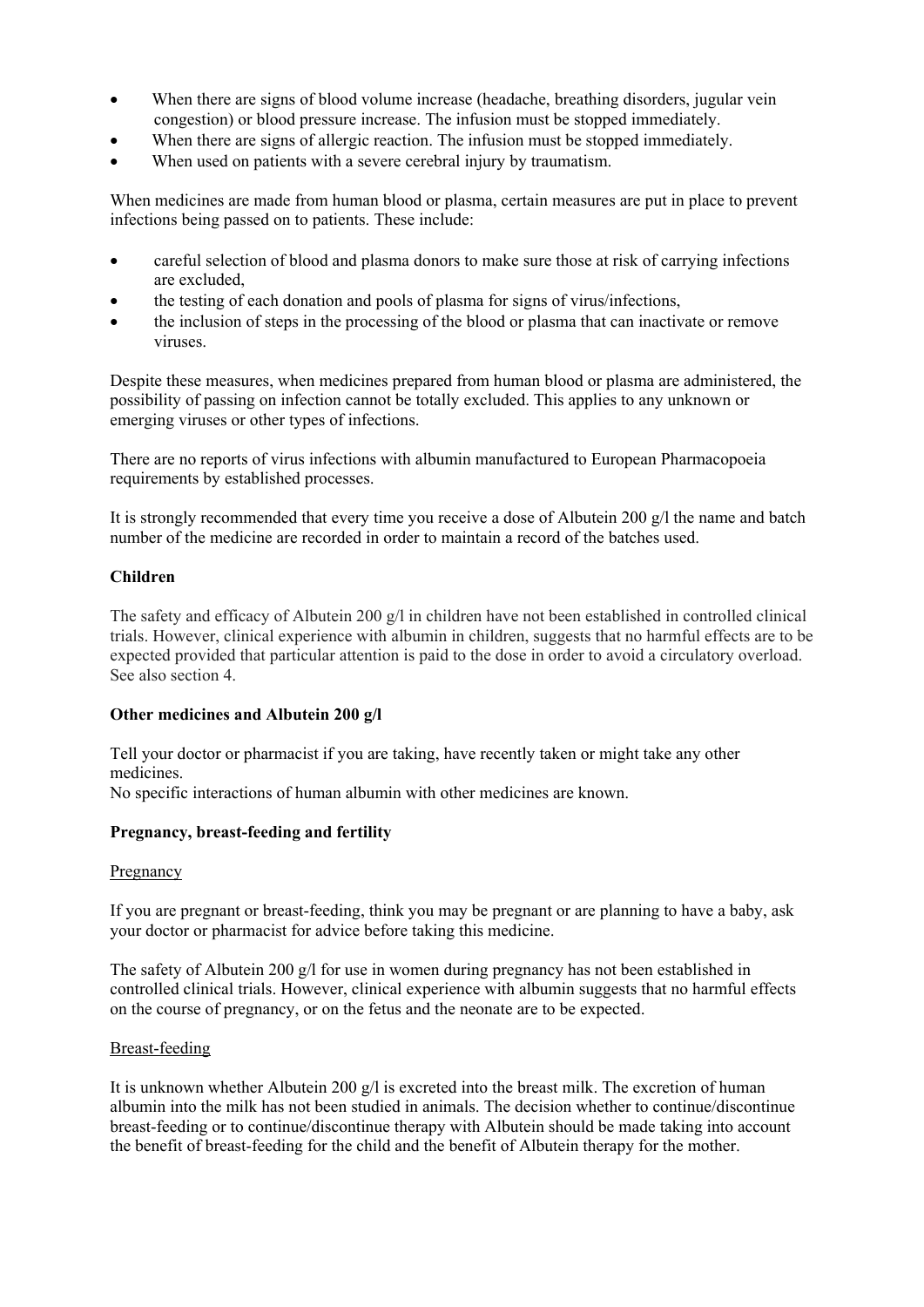- When there are signs of blood volume increase (headache, breathing disorders, jugular vein congestion) or blood pressure increase. The infusion must be stopped immediately.
- When there are signs of allergic reaction. The infusion must be stopped immediately.
- When used on patients with a severe cerebral injury by traumatism.

When medicines are made from human blood or plasma, certain measures are put in place to prevent infections being passed on to patients. These include:

- careful selection of blood and plasma donors to make sure those at risk of carrying infections are excluded,
- the testing of each donation and pools of plasma for signs of virus/infections,
- the inclusion of steps in the processing of the blood or plasma that can inactivate or remove viruses.

Despite these measures, when medicines prepared from human blood or plasma are administered, the possibility of passing on infection cannot be totally excluded. This applies to any unknown or emerging viruses or other types of infections.

There are no reports of virus infections with albumin manufactured to European Pharmacopoeia requirements by established processes.

It is strongly recommended that every time you receive a dose of Albutein 200 g/l the name and batch number of the medicine are recorded in order to maintain a record of the batches used.

**Children**

The safety and efficacy of Albutein 200 g/l in children have not been established in controlled clinical trials. However, clinical experience with albumin in children, suggests that no harmful effects are to be expected provided that particular attention is paid to the dose in order to avoid a circulatory overload. See also section 4.

**Other medicines and Albutein 200 g/l**

Tell your doctor or pharmacist if you are taking, have recently taken or might take any other medicines.
No specific interactions of human albumin with other medicines are known.

**Pregnancy, breast-feeding and fertility**

Pregnancy

If you are pregnant or breast-feeding, think you may be pregnant or are planning to have a baby, ask your doctor or pharmacist for advice before taking this medicine.

The safety of Albutein 200 g/l for use in women during pregnancy has not been established in controlled clinical trials. However, clinical experience with albumin suggests that no harmful effects on the course of pregnancy, or on the fetus and the neonate are to be expected.

Breast-feeding

It is unknown whether Albutein 200 g/l is excreted into the breast milk. The excretion of human albumin into the milk has not been studied in animals. The decision whether to continue/discontinue breast-feeding or to continue/discontinue therapy with Albutein should be made taking into account the benefit of breast-feeding for the child and the benefit of Albutein therapy for the mother.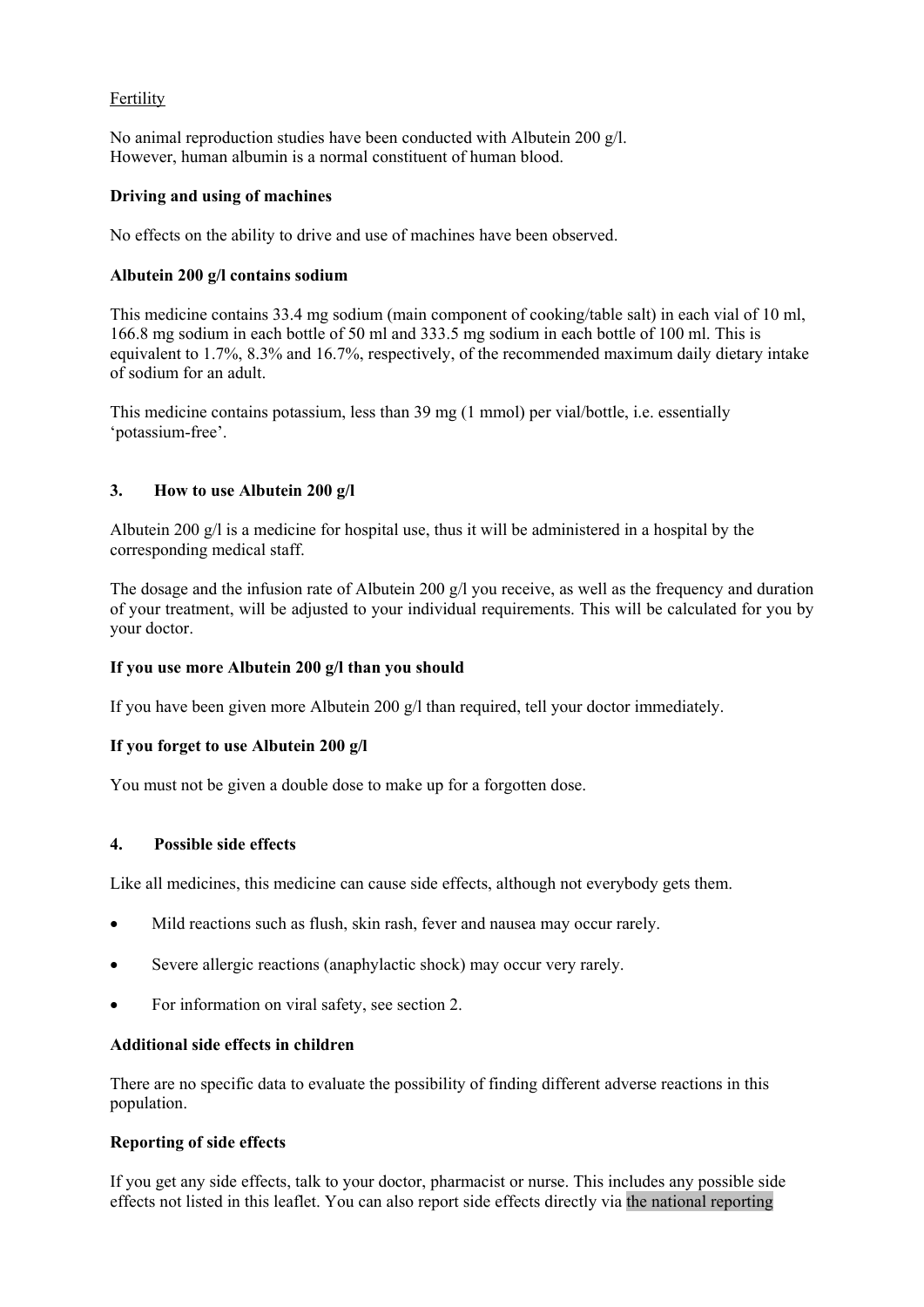Fertility

No animal reproduction studies have been conducted with Albutein 200 g/l.
However, human albumin is a normal constituent of human blood.

**Driving and using of machines**

No effects on the ability to drive and use of machines have been observed.

**Albutein 200 g/l contains sodium**

This medicine contains 33.4 mg sodium (main component of cooking/table salt) in each vial of 10 ml, 166.8 mg sodium in each bottle of 50 ml and 333.5 mg sodium in each bottle of 100 ml. This is equivalent to 1.7%, 8.3% and 16.7%, respectively, of the recommended maximum daily dietary intake of sodium for an adult.

This medicine contains potassium, less than 39 mg (1 mmol) per vial/bottle, i.e. essentially 'potassium-free'.

## 3. How to use Albutein 200 g/l

Albutein 200 g/l is a medicine for hospital use, thus it will be administered in a hospital by the corresponding medical staff.

The dosage and the infusion rate of Albutein 200 g/l you receive, as well as the frequency and duration of your treatment, will be adjusted to your individual requirements. This will be calculated for you by your doctor.

**If you use more Albutein 200 g/l than you should**

If you have been given more Albutein 200 g/l than required, tell your doctor immediately.

**If you forget to use Albutein 200 g/l**

You must not be given a double dose to make up for a forgotten dose.

## 4. Possible side effects

Like all medicines, this medicine can cause side effects, although not everybody gets them.

- Mild reactions such as flush, skin rash, fever and nausea may occur rarely.
- Severe allergic reactions (anaphylactic shock) may occur very rarely.
- For information on viral safety, see section 2.

**Additional side effects in children**

There are no specific data to evaluate the possibility of finding different adverse reactions in this population.

**Reporting of side effects**

If you get any side effects, talk to your doctor, pharmacist or nurse. This includes any possible side effects not listed in this leaflet. You can also report side effects directly via the national reporting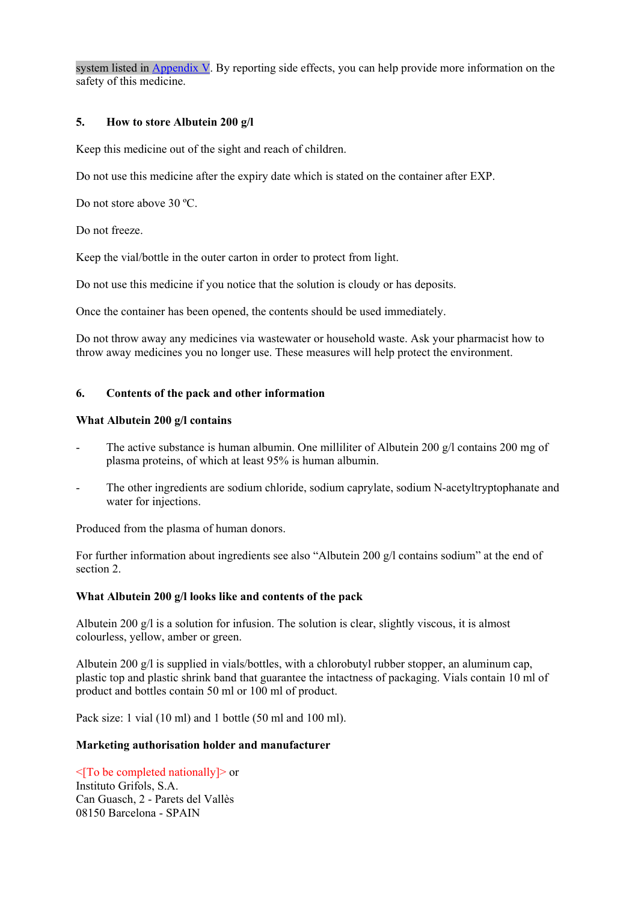system listed in Appendix V. By reporting side effects, you can help provide more information on the safety of this medicine.

## 5. How to store Albutein 200 g/l

Keep this medicine out of the sight and reach of children.

Do not use this medicine after the expiry date which is stated on the container after EXP.

Do not store above 30 ºC.

Do not freeze.

Keep the vial/bottle in the outer carton in order to protect from light.

Do not use this medicine if you notice that the solution is cloudy or has deposits.

Once the container has been opened, the contents should be used immediately.

Do not throw away any medicines via wastewater or household waste. Ask your pharmacist how to throw away medicines you no longer use. These measures will help protect the environment.

## 6. Contents of the pack and other information

**What Albutein 200 g/l contains**

- The active substance is human albumin. One milliliter of Albutein 200 g/l contains 200 mg of plasma proteins, of which at least 95% is human albumin.
- The other ingredients are sodium chloride, sodium caprylate, sodium N-acetyltryptophanate and water for injections.

Produced from the plasma of human donors.

For further information about ingredients see also "Albutein 200 g/l contains sodium" at the end of section 2.

**What Albutein 200 g/l looks like and contents of the pack**

Albutein 200 g/l is a solution for infusion. The solution is clear, slightly viscous, it is almost colourless, yellow, amber or green.

Albutein 200 g/l is supplied in vials/bottles, with a chlorobutyl rubber stopper, an aluminum cap, plastic top and plastic shrink band that guarantee the intactness of packaging. Vials contain 10 ml of product and bottles contain 50 ml or 100 ml of product.

Pack size: 1 vial (10 ml) and 1 bottle (50 ml and 100 ml).

**Marketing authorisation holder and manufacturer**

<[To be completed nationally]> or
Instituto Grifols, S.A.
Can Guasch, 2 - Parets del Vallès
08150 Barcelona - SPAIN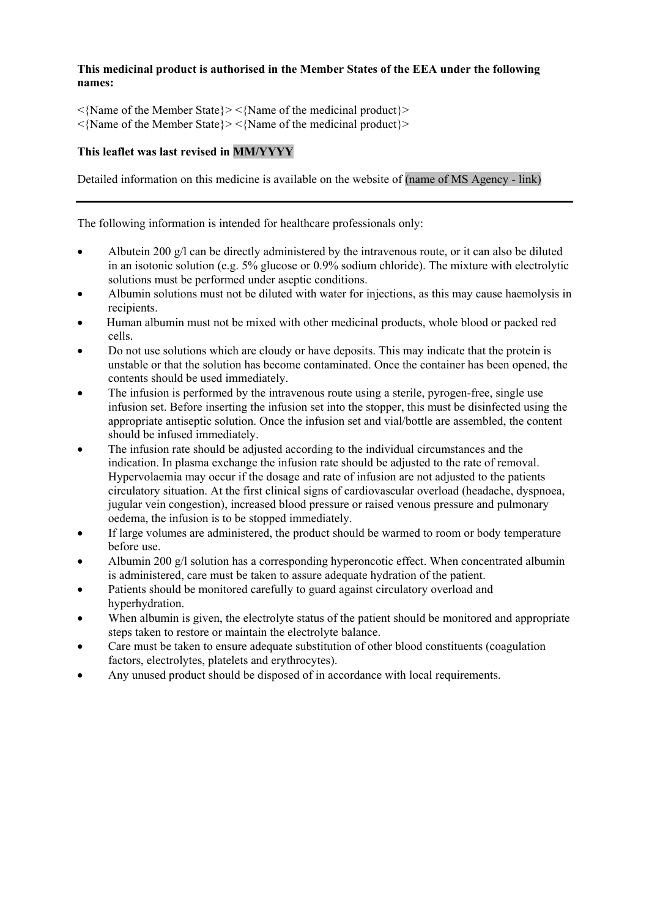**This medicinal product is authorised in the Member States of the EEA under the following names:**

<{Name of the Member State}> <{Name of the medicinal product}>
<{Name of the Member State}> <{Name of the medicinal product}>

**This leaflet was last revised in MM/YYYY**

Detailed information on this medicine is available on the website of (name of MS Agency - link)

---

The following information is intended for healthcare professionals only:

- Albutein 200 g/l can be directly administered by the intravenous route, or it can also be diluted in an isotonic solution (e.g. 5% glucose or 0.9% sodium chloride). The mixture with electrolytic solutions must be performed under aseptic conditions.
- Albumin solutions must not be diluted with water for injections, as this may cause haemolysis in recipients.
- Human albumin must not be mixed with other medicinal products, whole blood or packed red cells.
- Do not use solutions which are cloudy or have deposits. This may indicate that the protein is unstable or that the solution has become contaminated. Once the container has been opened, the contents should be used immediately.
- The infusion is performed by the intravenous route using a sterile, pyrogen-free, single use infusion set. Before inserting the infusion set into the stopper, this must be disinfected using the appropriate antiseptic solution. Once the infusion set and vial/bottle are assembled, the content should be infused immediately.
- The infusion rate should be adjusted according to the individual circumstances and the indication. In plasma exchange the infusion rate should be adjusted to the rate of removal. Hypervolaemia may occur if the dosage and rate of infusion are not adjusted to the patients circulatory situation. At the first clinical signs of cardiovascular overload (headache, dyspnoea, jugular vein congestion), increased blood pressure or raised venous pressure and pulmonary oedema, the infusion is to be stopped immediately.
- If large volumes are administered, the product should be warmed to room or body temperature before use.
- Albumin 200 g/l solution has a corresponding hyperoncotic effect. When concentrated albumin is administered, care must be taken to assure adequate hydration of the patient.
- Patients should be monitored carefully to guard against circulatory overload and hyperhydration.
- When albumin is given, the electrolyte status of the patient should be monitored and appropriate steps taken to restore or maintain the electrolyte balance.
- Care must be taken to ensure adequate substitution of other blood constituents (coagulation factors, electrolytes, platelets and erythrocytes).
- Any unused product should be disposed of in accordance with local requirements.